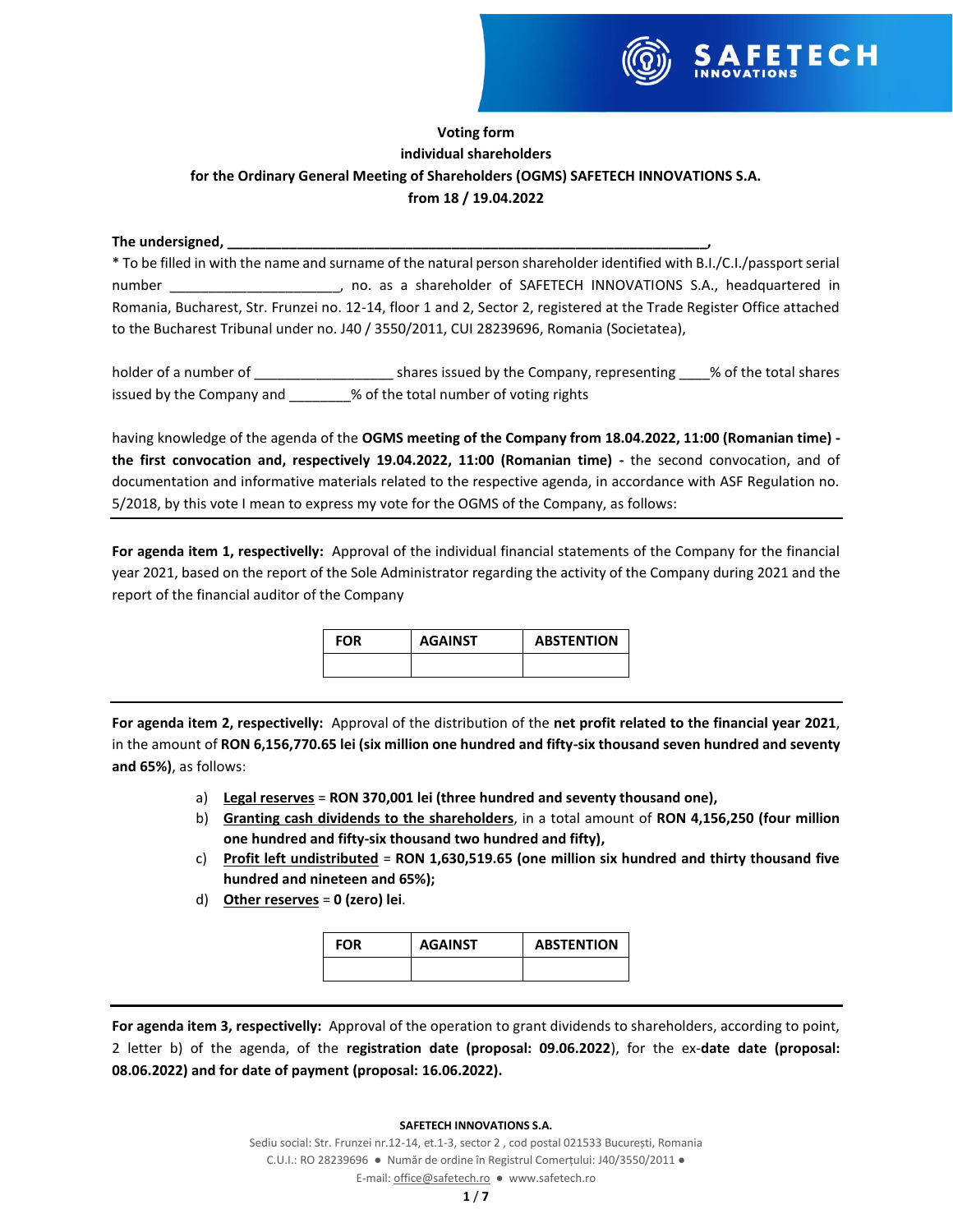**Voting form**
**individual shareholders**
**for the Ordinary General Meeting of Shareholders (OGMS) SAFETECH INNOVATIONS S.A.**
**from 18 / 19.04.2022**

**The undersigned, \_\_\_\_\_\_\_\_\_\_\_\_\_\_\_\_\_\_\_\_\_\_\_\_\_\_\_\_\_\_\_\_\_\_\_\_\_\_\_\_\_\_\_\_\_\_\_\_\_\_\_\_\_\_\_\_\_\_\_\_\_\_,**

* To be filled in with the name and surname of the natural person shareholder identified with B.I./C.I./passport serial number \_\_\_\_\_\_\_\_\_\_\_\_\_\_\_\_\_\_\_\_\_\_, no. as a shareholder of SAFETECH INNOVATIONS S.A., headquartered in Romania, Bucharest, Str. Frunzei no. 12-14, floor 1 and 2, Sector 2, registered at the Trade Register Office attached to the Bucharest Tribunal under no. J40 / 3550/2011, CUI 28239696, Romania (Societatea),

holder of a number of \_\_\_\_\_\_\_\_\_\_\_\_\_\_\_\_\_\_ shares issued by the Company, representing \_\_\_\_% of the total shares issued by the Company and \_\_\_\_\_\_\_\_% of the total number of voting rights

having knowledge of the agenda of the **OGMS meeting of the Company from 18.04.2022, 11:00 (Romanian time) - the first convocation and, respectively 19.04.2022, 11:00 (Romanian time) -** the second convocation, and of documentation and informative materials related to the respective agenda, in accordance with ASF Regulation no. 5/2018, by this vote I mean to express my vote for the OGMS of the Company, as follows:

---

**For agenda item 1, respectivelly:** Approval of the individual financial statements of the Company for the financial year 2021, based on the report of the Sole Administrator regarding the activity of the Company during 2021 and the report of the financial auditor of the Company

| FOR | AGAINST | ABSTENTION |
|---|---|---|
| | | |

---

**For agenda item 2, respectivelly:** Approval of the distribution of the **net profit related to the financial year 2021**, in the amount of **RON 6,156,770.65 lei (six million one hundred and fifty-six thousand seven hundred and seventy and 65%)**, as follows:

a) <u>**Legal reserves**</u> = **RON 370,001 lei (three hundred and seventy thousand one),**
b) <u>**Granting cash dividends to the shareholders**</u>, in a total amount of **RON 4,156,250 (four million one hundred and fifty-six thousand two hundred and fifty),**
c) <u>**Profit left undistributed**</u> = **RON 1,630,519.65 (one million six hundred and thirty thousand five hundred and nineteen and 65%);**
d) <u>**Other reserves**</u> = **0 (zero) lei**.

| FOR | AGAINST | ABSTENTION |
|---|---|---|
| | | |

---

**For agenda item 3, respectivelly:** Approval of the operation to grant dividends to shareholders, according to point, 2 letter b) of the agenda, of the **registration date (proposal: 09.06.2022**), for the ex-**date date (proposal: 08.06.2022) and for date of payment (proposal: 16.06.2022).**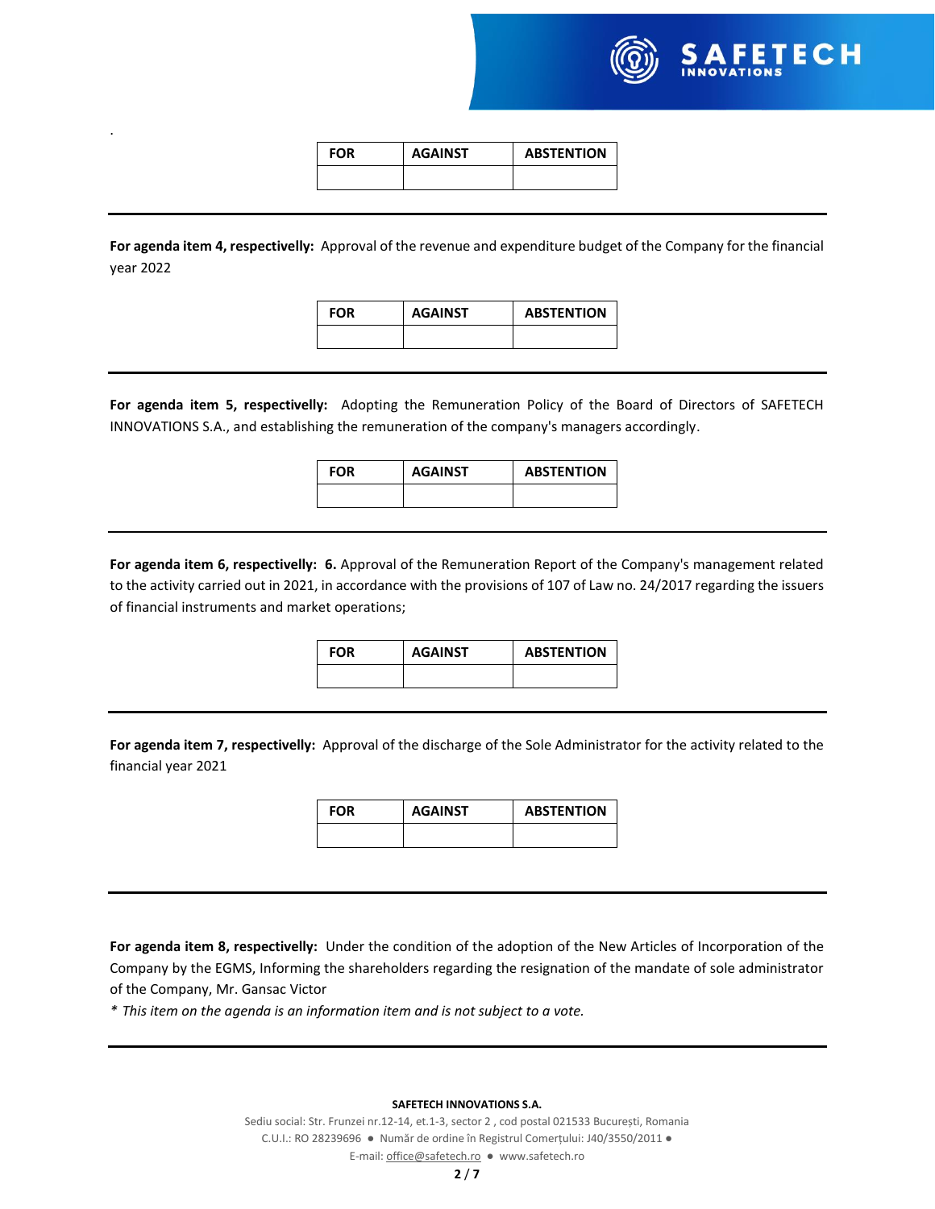.

| FOR | AGAINST | ABSTENTION |
|---|---|---|
| | | |

---

**For agenda item 4, respectivelly:** Approval of the revenue and expenditure budget of the Company for the financial year 2022

| FOR | AGAINST | ABSTENTION |
|---|---|---|
| | | |

---

**For agenda item 5, respectivelly:** Adopting the Remuneration Policy of the Board of Directors of SAFETECH INNOVATIONS S.A., and establishing the remuneration of the company's managers accordingly.

| FOR | AGAINST | ABSTENTION |
|---|---|---|
| | | |

---

**For agenda item 6, respectivelly: 6.** Approval of the Remuneration Report of the Company's management related to the activity carried out in 2021, in accordance with the provisions of 107 of Law no. 24/2017 regarding the issuers of financial instruments and market operations;

| FOR | AGAINST | ABSTENTION |
|---|---|---|
| | | |

---

**For agenda item 7, respectivelly:** Approval of the discharge of the Sole Administrator for the activity related to the financial year 2021

| FOR | AGAINST | ABSTENTION |
|---|---|---|
| | | |

---

**For agenda item 8, respectivelly:** Under the condition of the adoption of the New Articles of Incorporation of the Company by the EGMS, Informing the shareholders regarding the resignation of the mandate of sole administrator of the Company, Mr. Gansac Victor

*\* This item on the agenda is an information item and is not subject to a vote.*

---

**SAFETECH INNOVATIONS S.A.**

Sediu social: Str. Frunzei nr.12-14, et.1-3, sector 2 , cod postal 021533 București, Romania

C.U.I.: RO 28239696 ● Număr de ordine în Registrul Comerțului: J40/3550/2011 ●

E-mail: office@safetech.ro ● www.safetech.ro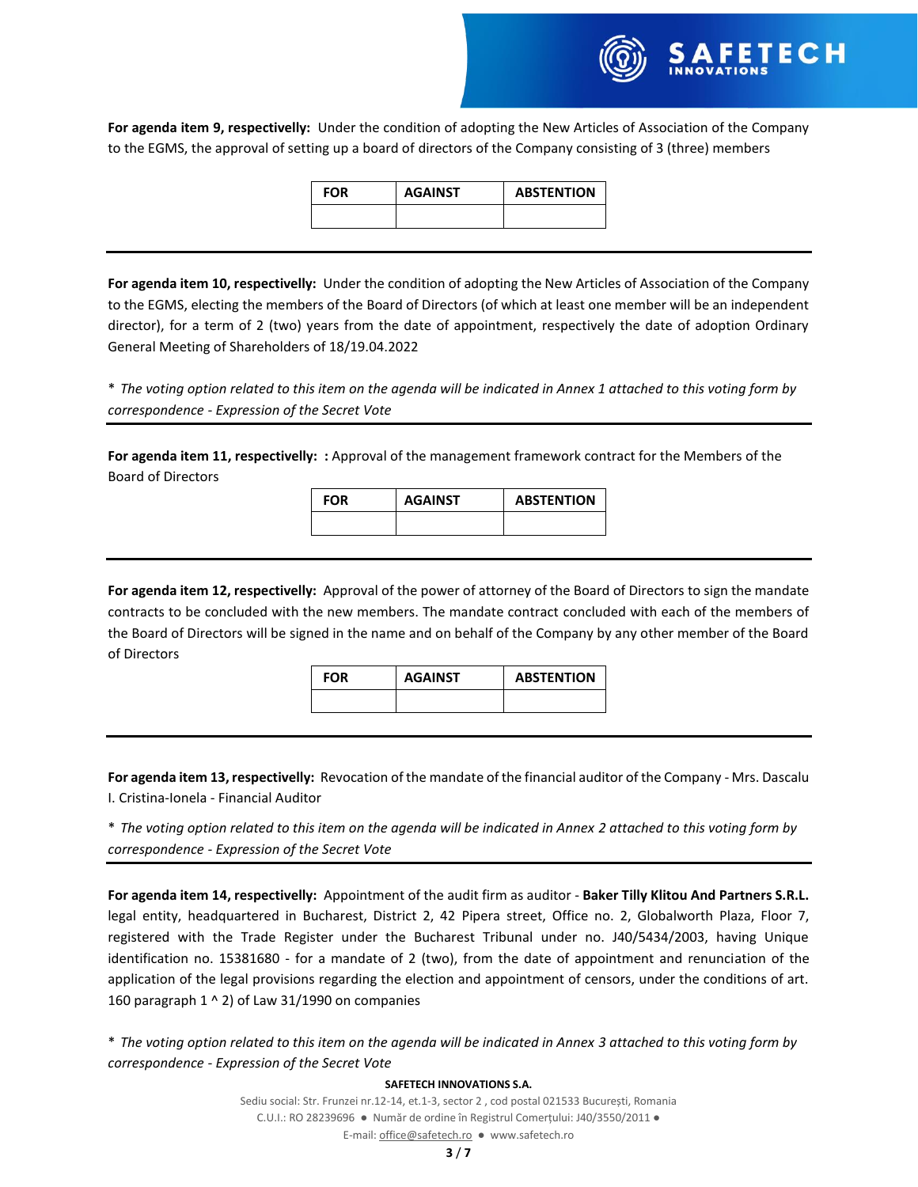**For agenda item 9, respectivelly:** Under the condition of adopting the New Articles of Association of the Company to the EGMS, the approval of setting up a board of directors of the Company consisting of 3 (three) members

| FOR | AGAINST | ABSTENTION |
|---|---|---|
| | | |

---

**For agenda item 10, respectivelly:** Under the condition of adopting the New Articles of Association of the Company to the EGMS, electing the members of the Board of Directors (of which at least one member will be an independent director), for a term of 2 (two) years from the date of appointment, respectively the date of adoption Ordinary General Meeting of Shareholders of 18/19.04.2022

* *The voting option related to this item on the agenda will be indicated in Annex 1 attached to this voting form by correspondence - Expression of the Secret Vote*

---

**For agenda item 11, respectivelly: :** Approval of the management framework contract for the Members of the Board of Directors

| FOR | AGAINST | ABSTENTION |
|---|---|---|
| | | |

---

**For agenda item 12, respectivelly:** Approval of the power of attorney of the Board of Directors to sign the mandate contracts to be concluded with the new members. The mandate contract concluded with each of the members of the Board of Directors will be signed in the name and on behalf of the Company by any other member of the Board of Directors

| FOR | AGAINST | ABSTENTION |
|---|---|---|
| | | |

---

**For agenda item 13, respectivelly:** Revocation of the mandate of the financial auditor of the Company - Mrs. Dascalu I. Cristina-Ionela - Financial Auditor

* *The voting option related to this item on the agenda will be indicated in Annex 2 attached to this voting form by correspondence - Expression of the Secret Vote*

---

**For agenda item 14, respectivelly:** Appointment of the audit firm as auditor - **Baker Tilly Klitou And Partners S.R.L.** legal entity, headquartered in Bucharest, District 2, 42 Pipera street, Office no. 2, Globalworth Plaza, Floor 7, registered with the Trade Register under the Bucharest Tribunal under no. J40/5434/2003, having Unique identification no. 15381680 - for a mandate of 2 (two), from the date of appointment and renunciation of the application of the legal provisions regarding the election and appointment of censors, under the conditions of art. 160 paragraph 1 ^ 2) of Law 31/1990 on companies

* *The voting option related to this item on the agenda will be indicated in Annex 3 attached to this voting form by correspondence - Expression of the Secret Vote*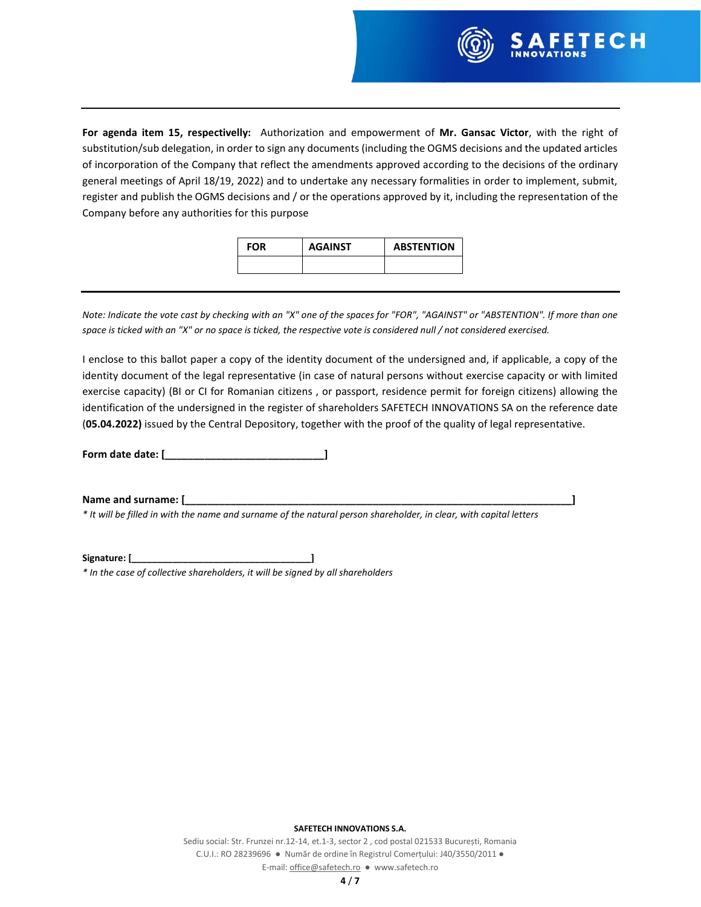**For agenda item 15, respectivelly:** Authorization and empowerment of **Mr. Gansac Victor**, with the right of substitution/sub delegation, in order to sign any documents (including the OGMS decisions and the updated articles of incorporation of the Company that reflect the amendments approved according to the decisions of the ordinary general meetings of April 18/19, 2022) and to undertake any necessary formalities in order to implement, submit, register and publish the OGMS decisions and / or the operations approved by it, including the representation of the Company before any authorities for this purpose

| FOR | AGAINST | ABSTENTION |
|---|---|---|
| | | |

*Note: Indicate the vote cast by checking with an "X" one of the spaces for "FOR", "AGAINST" or "ABSTENTION". If more than one space is ticked with an "X" or no space is ticked, the respective vote is considered null / not considered exercised.*

I enclose to this ballot paper a copy of the identity document of the undersigned and, if applicable, a copy of the identity document of the legal representative (in case of natural persons without exercise capacity or with limited exercise capacity) (BI or CI for Romanian citizens , or passport, residence permit for foreign citizens) allowing the identification of the undersigned in the register of shareholders SAFETECH INNOVATIONS SA on the reference date (**05.04.2022)** issued by the Central Depository, together with the proof of the quality of legal representative.

**Form date date: [____________________________]**

**Name and surname: [__________________________________________________________________________]**

*\* It will be filled in with the name and surname of the natural person shareholder, in clear, with capital letters*

**Signature: [___________________________________]**

*\* In the case of collective shareholders, it will be signed by all shareholders*

**SAFETECH INNOVATIONS S.A.**

Sediu social: Str. Frunzei nr.12-14, et.1-3, sector 2 , cod postal 021533 București, Romania

C.U.I.: RO 28239696 ● Număr de ordine în Registrul Comerțului: J40/3550/2011 ●

E-mail: office@safetech.ro ● www.safetech.ro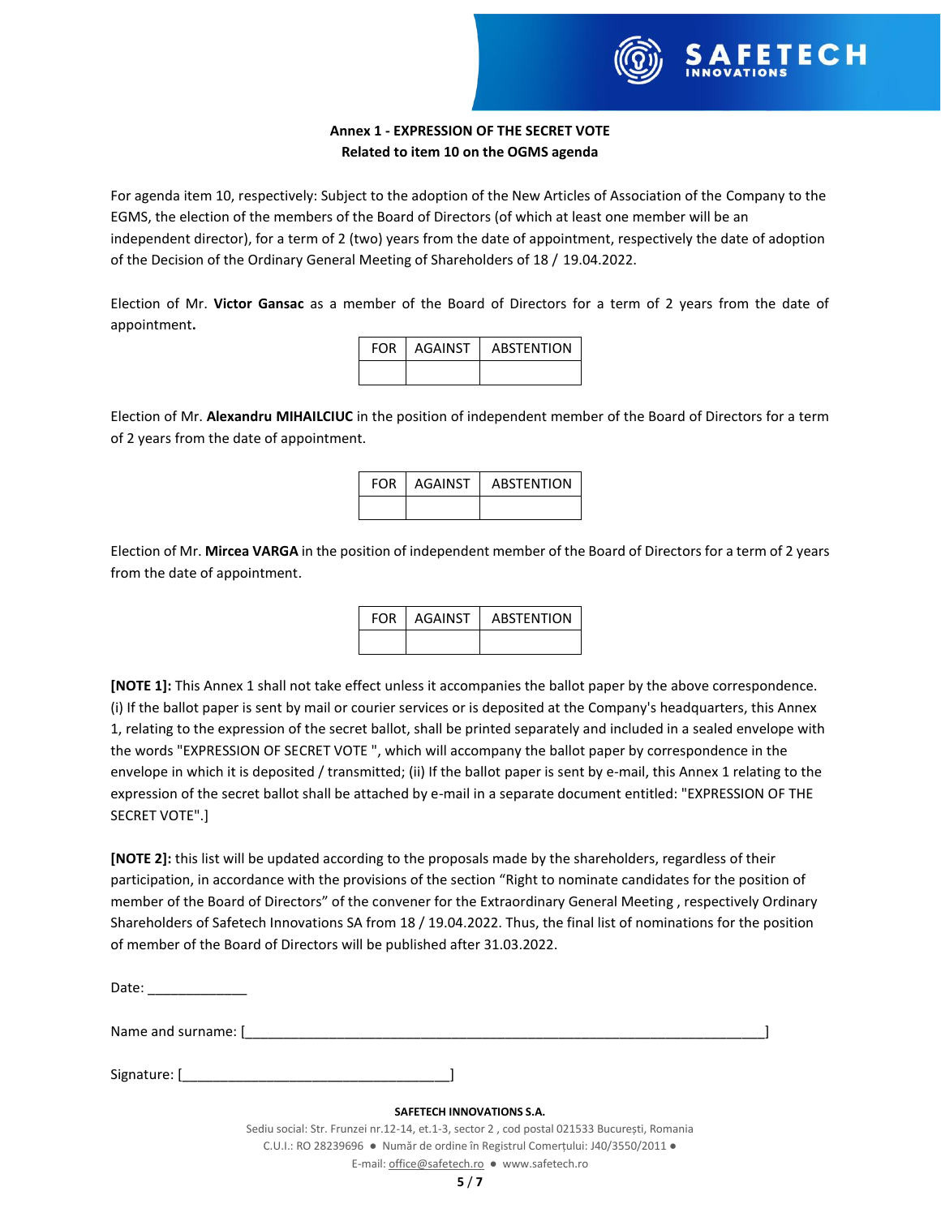**Annex 1 - EXPRESSION OF THE SECRET VOTE**
**Related to item 10 on the OGMS agenda**

For agenda item 10, respectively: Subject to the adoption of the New Articles of Association of the Company to the EGMS, the election of the members of the Board of Directors (of which at least one member will be an independent director), for a term of 2 (two) years from the date of appointment, respectively the date of adoption of the Decision of the Ordinary General Meeting of Shareholders of 18 / 19.04.2022.

Election of Mr. **Victor Gansac** as a member of the Board of Directors for a term of 2 years from the date of appointment**.**

| FOR | AGAINST | ABSTENTION |
|---|---|---|
| | | |

Election of Mr. **Alexandru MIHAILCIUC** in the position of independent member of the Board of Directors for a term of 2 years from the date of appointment.

| FOR | AGAINST | ABSTENTION |
|---|---|---|
| | | |

Election of Mr. **Mircea VARGA** in the position of independent member of the Board of Directors for a term of 2 years from the date of appointment.

| FOR | AGAINST | ABSTENTION |
|---|---|---|
| | | |

**[NOTE 1]:** This Annex 1 shall not take effect unless it accompanies the ballot paper by the above correspondence. (i) If the ballot paper is sent by mail or courier services or is deposited at the Company's headquarters, this Annex 1, relating to the expression of the secret ballot, shall be printed separately and included in a sealed envelope with the words "EXPRESSION OF SECRET VOTE ", which will accompany the ballot paper by correspondence in the envelope in which it is deposited / transmitted; (ii) If the ballot paper is sent by e-mail, this Annex 1 relating to the expression of the secret ballot shall be attached by e-mail in a separate document entitled: "EXPRESSION OF THE SECRET VOTE".]

**[NOTE 2]:** this list will be updated according to the proposals made by the shareholders, regardless of their participation, in accordance with the provisions of the section "Right to nominate candidates for the position of member of the Board of Directors" of the convener for the Extraordinary General Meeting , respectively Ordinary Shareholders of Safetech Innovations SA from 18 / 19.04.2022. Thus, the final list of nominations for the position of member of the Board of Directors will be published after 31.03.2022.

Date: _____________

Name and surname: [_____________________________________________________________________]

Signature: [___________________________________]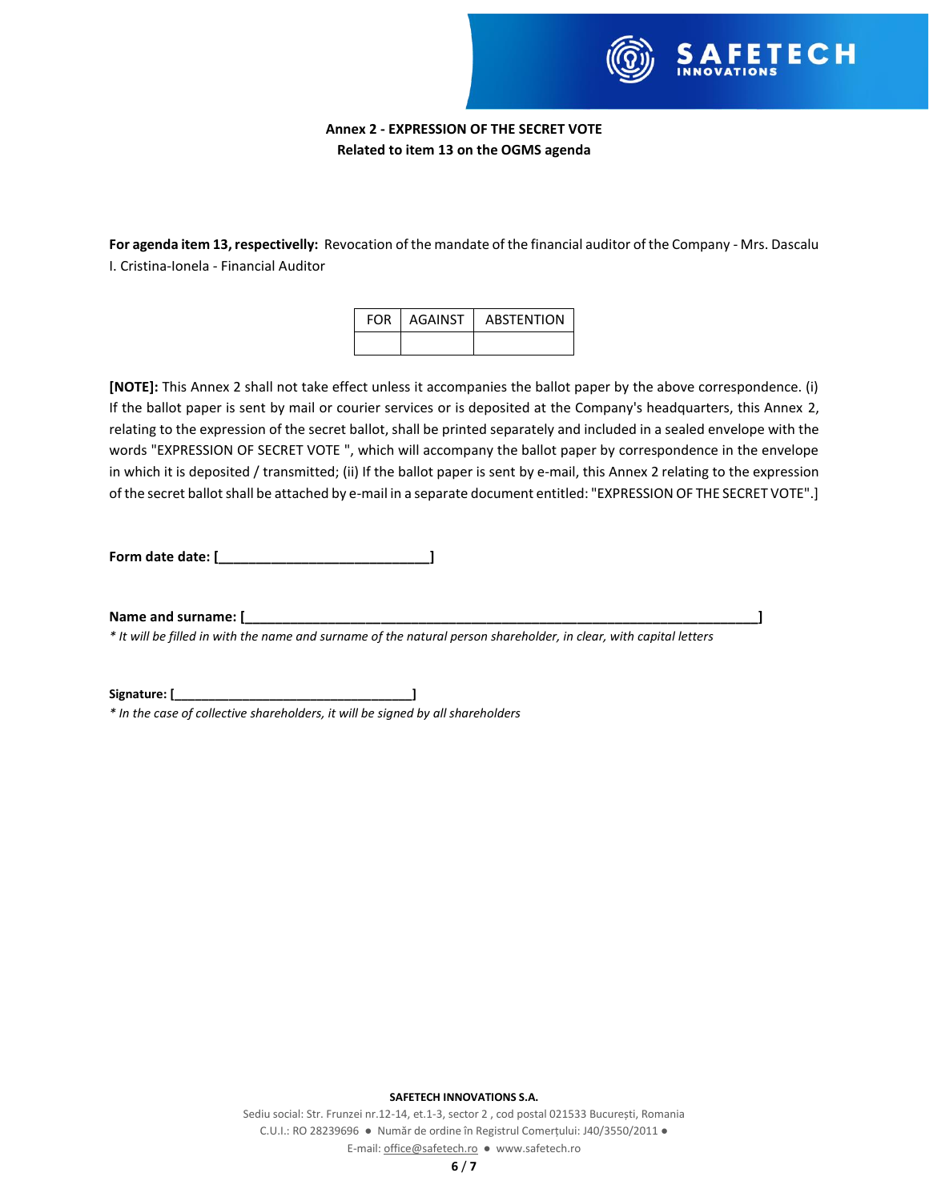**Annex 2 - EXPRESSION OF THE SECRET VOTE**
**Related to item 13 on the OGMS agenda**

**For agenda item 13, respectivelly:** Revocation of the mandate of the financial auditor of the Company - Mrs. Dascalu I. Cristina-Ionela - Financial Auditor

| FOR | AGAINST | ABSTENTION |
|---|---|---|
| | | |

**[NOTE]:** This Annex 2 shall not take effect unless it accompanies the ballot paper by the above correspondence. (i) If the ballot paper is sent by mail or courier services or is deposited at the Company's headquarters, this Annex 2, relating to the expression of the secret ballot, shall be printed separately and included in a sealed envelope with the words "EXPRESSION OF SECRET VOTE ", which will accompany the ballot paper by correspondence in the envelope in which it is deposited / transmitted; (ii) If the ballot paper is sent by e-mail, this Annex 2 relating to the expression of the secret ballot shall be attached by e-mail in a separate document entitled: "EXPRESSION OF THE SECRET VOTE".]

**Form date date: [\_\_\_\_\_\_\_\_\_\_\_\_\_\_\_\_\_\_\_\_\_\_\_\_\_\_\_\_]**

**Name and surname: [\_\_\_\_\_\_\_\_\_\_\_\_\_\_\_\_\_\_\_\_\_\_\_\_\_\_\_\_\_\_\_\_\_\_\_\_\_\_\_\_\_\_\_\_\_\_\_\_\_\_\_\_\_\_\_\_\_\_\_\_\_\_\_\_\_\_\_\_\_\_\_]**
*\* It will be filled in with the name and surname of the natural person shareholder, in clear, with capital letters*

**Signature: [\_\_\_\_\_\_\_\_\_\_\_\_\_\_\_\_\_\_\_\_\_\_\_\_\_\_\_\_\_\_\_\_\_\_\_]**
*\* In the case of collective shareholders, it will be signed by all shareholders*

**SAFETECH INNOVATIONS S.A.**
Sediu social: Str. Frunzei nr.12-14, et.1-3, sector 2 , cod postal 021533 București, Romania
C.U.I.: RO 28239696 ● Număr de ordine în Registrul Comerțului: J40/3550/2011 ●
E-mail: office@safetech.ro ● www.safetech.ro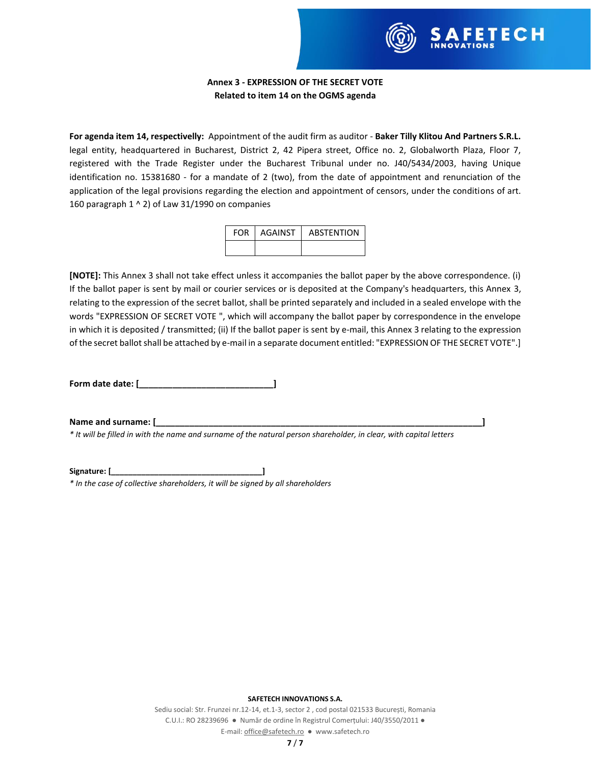**Annex 3 - EXPRESSION OF THE SECRET VOTE**
**Related to item 14 on the OGMS agenda**

**For agenda item 14, respectivelly:** Appointment of the audit firm as auditor - **Baker Tilly Klitou And Partners S.R.L.** legal entity, headquartered in Bucharest, District 2, 42 Pipera street, Office no. 2, Globalworth Plaza, Floor 7, registered with the Trade Register under the Bucharest Tribunal under no. J40/5434/2003, having Unique identification no. 15381680 - for a mandate of 2 (two), from the date of appointment and renunciation of the application of the legal provisions regarding the election and appointment of censors, under the conditions of art. 160 paragraph 1 ^ 2) of Law 31/1990 on companies

| FOR | AGAINST | ABSTENTION |
|---|---|---|
| | | |

**[NOTE]:** This Annex 3 shall not take effect unless it accompanies the ballot paper by the above correspondence. (i) If the ballot paper is sent by mail or courier services or is deposited at the Company's headquarters, this Annex 3, relating to the expression of the secret ballot, shall be printed separately and included in a sealed envelope with the words "EXPRESSION OF SECRET VOTE ", which will accompany the ballot paper by correspondence in the envelope in which it is deposited / transmitted; (ii) If the ballot paper is sent by e-mail, this Annex 3 relating to the expression of the secret ballot shall be attached by e-mail in a separate document entitled: "EXPRESSION OF THE SECRET VOTE".]

**Form date date: [____________________________]**

**Name and surname: [_______________________________________________________________________]**
*\* It will be filled in with the name and surname of the natural person shareholder, in clear, with capital letters*

**Signature: [__________________________________]**
*\* In the case of collective shareholders, it will be signed by all shareholders*

**SAFETECH INNOVATIONS S.A.**
Sediu social: Str. Frunzei nr.12-14, et.1-3, sector 2 , cod postal 021533 București, Romania
C.U.I.: RO 28239696 ● Număr de ordine în Registrul Comerțului: J40/3550/2011 ●
E-mail: office@safetech.ro ● www.safetech.ro